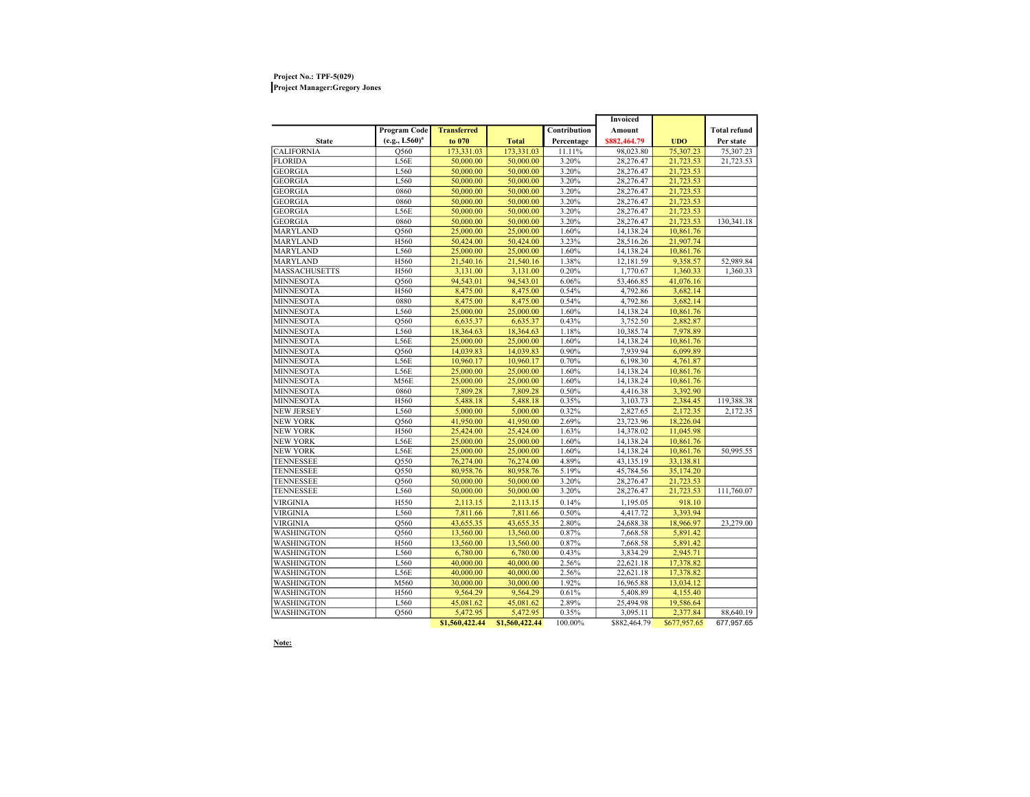**Project No.: TPF-5(029)**
**Project Manager:Gregory Jones**

| State | Program Code (e.g., L560)[a] | Transferred to 070 | Total | Contribution Percentage | Invoiced Amount $882,464.79 | UDO | Total refund Per state |
|---|---|---|---|---|---|---|---|
| CALIFORNIA | Q560 | 173,331.03 | 173,331.03 | 11.11% | 98,023.80 | 75,307.23 | 75,307.23 |
| FLORIDA | L56E | 50,000.00 | 50,000.00 | 3.20% | 28,276.47 | 21,723.53 | 21,723.53 |
| GEORGIA | L560 | 50,000.00 | 50,000.00 | 3.20% | 28,276.47 | 21,723.53 | |
| GEORGIA | L560 | 50,000.00 | 50,000.00 | 3.20% | 28,276.47 | 21,723.53 | |
| GEORGIA | 0860 | 50,000.00 | 50,000.00 | 3.20% | 28,276.47 | 21,723.53 | |
| GEORGIA | 0860 | 50,000.00 | 50,000.00 | 3.20% | 28,276.47 | 21,723.53 | |
| GEORGIA | L56E | 50,000.00 | 50,000.00 | 3.20% | 28,276.47 | 21,723.53 | |
| GEORGIA | 0860 | 50,000.00 | 50,000.00 | 3.20% | 28,276.47 | 21,723.53 | 130,341.18 |
| MARYLAND | Q560 | 25,000.00 | 25,000.00 | 1.60% | 14,138.24 | 10,861.76 | |
| MARYLAND | H560 | 50,424.00 | 50,424.00 | 3.23% | 28,516.26 | 21,907.74 | |
| MARYLAND | L560 | 25,000.00 | 25,000.00 | 1.60% | 14,138.24 | 10,861.76 | |
| MARYLAND | H560 | 21,540.16 | 21,540.16 | 1.38% | 12,181.59 | 9,358.57 | 52,989.84 |
| MASSACHUSETTS | H560 | 3,131.00 | 3,131.00 | 0.20% | 1,770.67 | 1,360.33 | 1,360.33 |
| MINNESOTA | Q560 | 94,543.01 | 94,543.01 | 6.06% | 53,466.85 | 41,076.16 | |
| MINNESOTA | H560 | 8,475.00 | 8,475.00 | 0.54% | 4,792.86 | 3,682.14 | |
| MINNESOTA | 0880 | 8,475.00 | 8,475.00 | 0.54% | 4,792.86 | 3,682.14 | |
| MINNESOTA | L560 | 25,000.00 | 25,000.00 | 1.60% | 14,138.24 | 10,861.76 | |
| MINNESOTA | Q560 | 6,635.37 | 6,635.37 | 0.43% | 3,752.50 | 2,882.87 | |
| MINNESOTA | L560 | 18,364.63 | 18,364.63 | 1.18% | 10,385.74 | 7,978.89 | |
| MINNESOTA | L56E | 25,000.00 | 25,000.00 | 1.60% | 14,138.24 | 10,861.76 | |
| MINNESOTA | Q560 | 14,039.83 | 14,039.83 | 0.90% | 7,939.94 | 6,099.89 | |
| MINNESOTA | L56E | 10,960.17 | 10,960.17 | 0.70% | 6,198.30 | 4,761.87 | |
| MINNESOTA | L56E | 25,000.00 | 25,000.00 | 1.60% | 14,138.24 | 10,861.76 | |
| MINNESOTA | M56E | 25,000.00 | 25,000.00 | 1.60% | 14,138.24 | 10,861.76 | |
| MINNESOTA | 0860 | 7,809.28 | 7,809.28 | 0.50% | 4,416.38 | 3,392.90 | |
| MINNESOTA | H560 | 5,488.18 | 5,488.18 | 0.35% | 3,103.73 | 2,384.45 | 119,388.38 |
| NEW JERSEY | L560 | 5,000.00 | 5,000.00 | 0.32% | 2,827.65 | 2,172.35 | 2,172.35 |
| NEW YORK | Q560 | 41,950.00 | 41,950.00 | 2.69% | 23,723.96 | 18,226.04 | |
| NEW YORK | H560 | 25,424.00 | 25,424.00 | 1.63% | 14,378.02 | 11,045.98 | |
| NEW YORK | L56E | 25,000.00 | 25,000.00 | 1.60% | 14,138.24 | 10,861.76 | |
| NEW YORK | L56E | 25,000.00 | 25,000.00 | 1.60% | 14,138.24 | 10,861.76 | 50,995.55 |
| TENNESSEE | Q550 | 76,274.00 | 76,274.00 | 4.89% | 43,135.19 | 33,138.81 | |
| TENNESSEE | Q550 | 80,958.76 | 80,958.76 | 5.19% | 45,784.56 | 35,174.20 | |
| TENNESSEE | Q560 | 50,000.00 | 50,000.00 | 3.20% | 28,276.47 | 21,723.53 | |
| TENNESSEE | L560 | 50,000.00 | 50,000.00 | 3.20% | 28,276.47 | 21,723.53 | 111,760.07 |
| VIRGINIA | H550 | 2,113.15 | 2,113.15 | 0.14% | 1,195.05 | 918.10 | |
| VIRGINIA | L560 | 7,811.66 | 7,811.66 | 0.50% | 4,417.72 | 3,393.94 | |
| VIRGINIA | Q560 | 43,655.35 | 43,655.35 | 2.80% | 24,688.38 | 18,966.97 | 23,279.00 |
| WASHINGTON | Q560 | 13,560.00 | 13,560.00 | 0.87% | 7,668.58 | 5,891.42 | |
| WASHINGTON | H560 | 13,560.00 | 13,560.00 | 0.87% | 7,668.58 | 5,891.42 | |
| WASHINGTON | L560 | 6,780.00 | 6,780.00 | 0.43% | 3,834.29 | 2,945.71 | |
| WASHINGTON | L560 | 40,000.00 | 40,000.00 | 2.56% | 22,621.18 | 17,378.82 | |
| WASHINGTON | L56E | 40,000.00 | 40,000.00 | 2.56% | 22,621.18 | 17,378.82 | |
| WASHINGTON | M560 | 30,000.00 | 30,000.00 | 1.92% | 16,965.88 | 13,034.12 | |
| WASHINGTON | H560 | 9,564.29 | 9,564.29 | 0.61% | 5,408.89 | 4,155.40 | |
| WASHINGTON | L560 | 45,081.62 | 45,081.62 | 2.89% | 25,494.98 | 19,586.64 | |
| WASHINGTON | Q560 | 5,472.95 | 5,472.95 | 0.35% | 3,095.11 | 2,377.84 | 88,640.19 |
| | | $1,560,422.44 | $1,560,422.44 | 100.00% | $882,464.79 | $677,957.65 | 677,957.65 |

**Note:**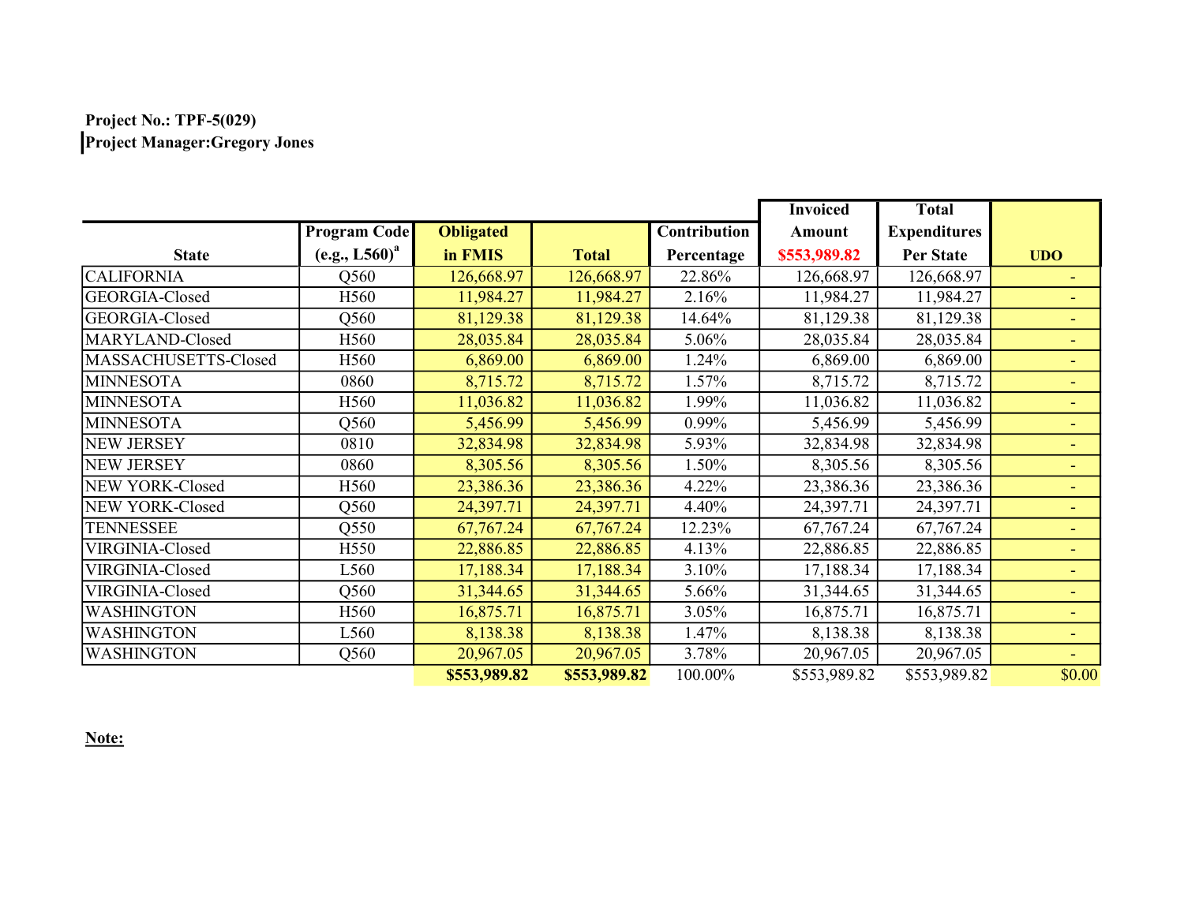**Project No.: TPF-5(029)**

**Project Manager:Gregory Jones**

| State | Program Code (e.g., L560)[a] | Obligated in FMIS | Total | Contribution Percentage | Invoiced Amount $553,989.82 | Total Expenditures Per State | UDO |
|---|---|---|---|---|---|---|---|
| CALIFORNIA | Q560 | 126,668.97 | 126,668.97 | 22.86% | 126,668.97 | 126,668.97 | - |
| GEORGIA-Closed | H560 | 11,984.27 | 11,984.27 | 2.16% | 11,984.27 | 11,984.27 | - |
| GEORGIA-Closed | Q560 | 81,129.38 | 81,129.38 | 14.64% | 81,129.38 | 81,129.38 | - |
| MARYLAND-Closed | H560 | 28,035.84 | 28,035.84 | 5.06% | 28,035.84 | 28,035.84 | - |
| MASSACHUSETTS-Closed | H560 | 6,869.00 | 6,869.00 | 1.24% | 6,869.00 | 6,869.00 | - |
| MINNESOTA | 0860 | 8,715.72 | 8,715.72 | 1.57% | 8,715.72 | 8,715.72 | - |
| MINNESOTA | H560 | 11,036.82 | 11,036.82 | 1.99% | 11,036.82 | 11,036.82 | - |
| MINNESOTA | Q560 | 5,456.99 | 5,456.99 | 0.99% | 5,456.99 | 5,456.99 | - |
| NEW JERSEY | 0810 | 32,834.98 | 32,834.98 | 5.93% | 32,834.98 | 32,834.98 | - |
| NEW JERSEY | 0860 | 8,305.56 | 8,305.56 | 1.50% | 8,305.56 | 8,305.56 | - |
| NEW YORK-Closed | H560 | 23,386.36 | 23,386.36 | 4.22% | 23,386.36 | 23,386.36 | - |
| NEW YORK-Closed | Q560 | 24,397.71 | 24,397.71 | 4.40% | 24,397.71 | 24,397.71 | - |
| TENNESSEE | Q550 | 67,767.24 | 67,767.24 | 12.23% | 67,767.24 | 67,767.24 | - |
| VIRGINIA-Closed | H550 | 22,886.85 | 22,886.85 | 4.13% | 22,886.85 | 22,886.85 | - |
| VIRGINIA-Closed | L560 | 17,188.34 | 17,188.34 | 3.10% | 17,188.34 | 17,188.34 | - |
| VIRGINIA-Closed | Q560 | 31,344.65 | 31,344.65 | 5.66% | 31,344.65 | 31,344.65 | - |
| WASHINGTON | H560 | 16,875.71 | 16,875.71 | 3.05% | 16,875.71 | 16,875.71 | - |
| WASHINGTON | L560 | 8,138.38 | 8,138.38 | 1.47% | 8,138.38 | 8,138.38 | - |
| WASHINGTON | Q560 | 20,967.05 | 20,967.05 | 3.78% | 20,967.05 | 20,967.05 | - |
| | | **$553,989.82** | **$553,989.82** | 100.00% | $553,989.82 | $553,989.82 | $0.00 |

**Note:**